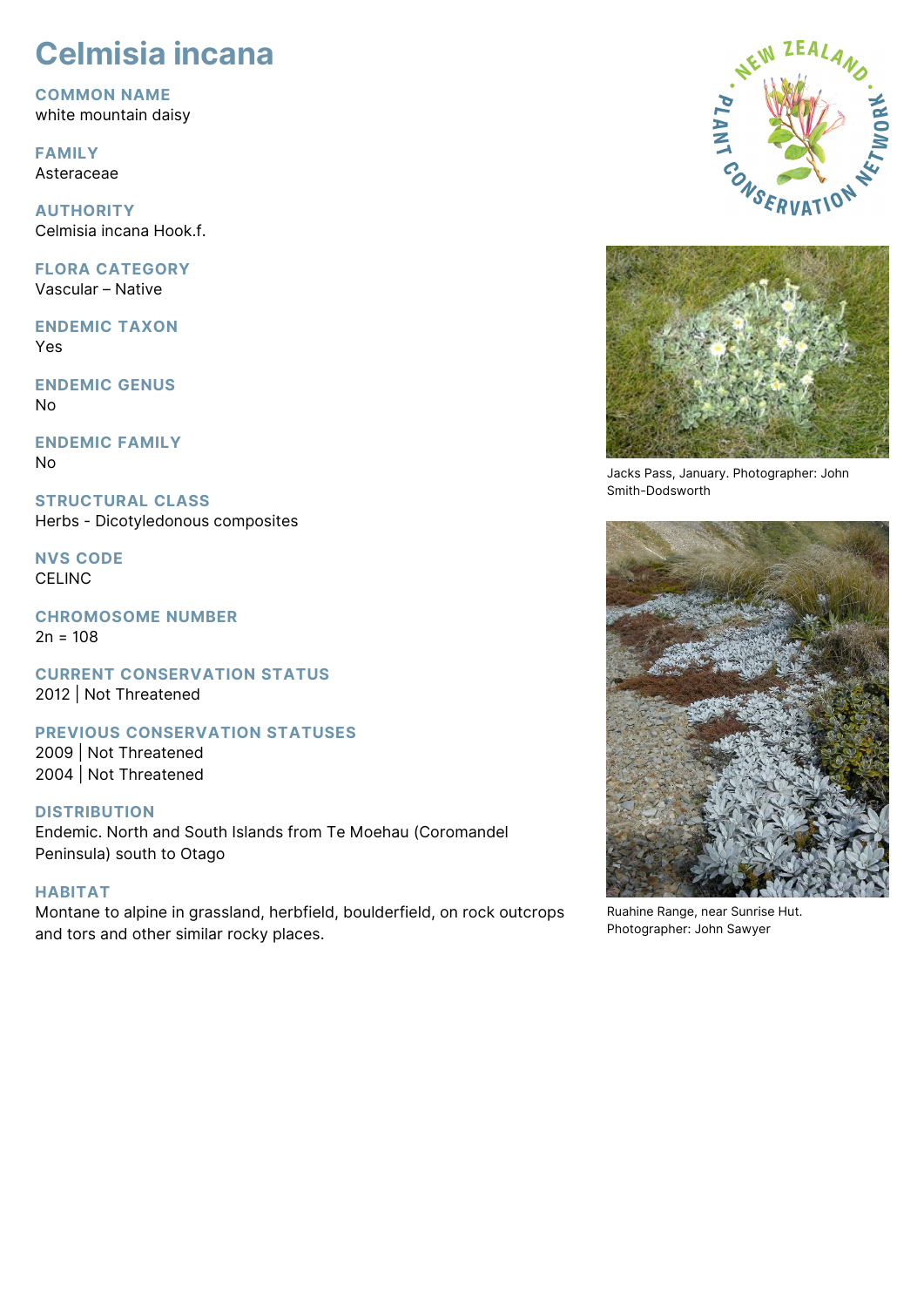# Celmisia incana

## COMMON NAME
white mountain daisy

## FAMILY
Asteraceae

## AUTHORITY
Celmisia incana Hook.f.

## FLORA CATEGORY
Vascular – Native

## ENDEMIC TAXON
Yes

## ENDEMIC GENUS
No

## ENDEMIC FAMILY
No

## STRUCTURAL CLASS
Herbs - Dicotyledonous composites

## NVS CODE
CELINC

## CHROMOSOME NUMBER
2n = 108

## CURRENT CONSERVATION STATUS
2012 | Not Threatened

## PREVIOUS CONSERVATION STATUSES
2009 | Not Threatened
2004 | Not Threatened

## DISTRIBUTION
Endemic. North and South Islands from Te Moehau (Coromandel Peninsula) south to Otago

## HABITAT
Montane to alpine in grassland, herbfield, boulderfield, on rock outcrops and tors and other similar rocky places.

Jacks Pass, January. Photographer: John Smith-Dodsworth

Ruahine Range, near Sunrise Hut. Photographer: John Sawyer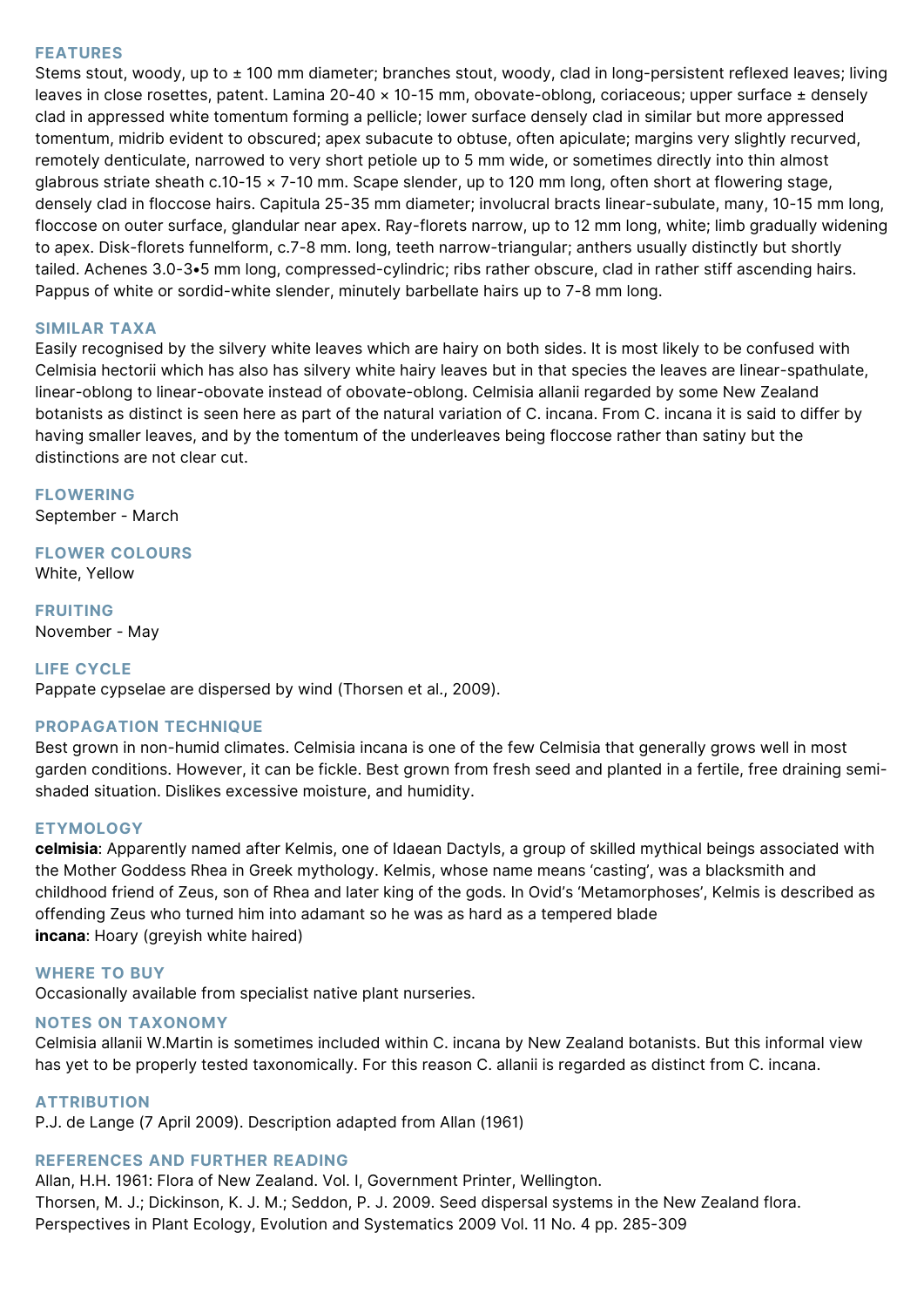## FEATURES

Stems stout, woody, up to ± 100 mm diameter; branches stout, woody, clad in long-persistent reflexed leaves; living leaves in close rosettes, patent. Lamina 20-40 × 10-15 mm, obovate-oblong, coriaceous; upper surface ± densely clad in appressed white tomentum forming a pellicle; lower surface densely clad in similar but more appressed tomentum, midrib evident to obscured; apex subacute to obtuse, often apiculate; margins very slightly recurved, remotely denticulate, narrowed to very short petiole up to 5 mm wide, or sometimes directly into thin almost glabrous striate sheath c.10-15 × 7-10 mm. Scape slender, up to 120 mm long, often short at flowering stage, densely clad in floccose hairs. Capitula 25-35 mm diameter; involucral bracts linear-subulate, many, 10-15 mm long, floccose on outer surface, glandular near apex. Ray-florets narrow, up to 12 mm long, white; limb gradually widening to apex. Disk-florets funnelform, c.7-8 mm. long, teeth narrow-triangular; anthers usually distinctly but shortly tailed. Achenes 3.0-3•5 mm long, compressed-cylindric; ribs rather obscure, clad in rather stiff ascending hairs. Pappus of white or sordid-white slender, minutely barbellate hairs up to 7-8 mm long.

## SIMILAR TAXA

Easily recognised by the silvery white leaves which are hairy on both sides. It is most likely to be confused with Celmisia hectorii which has also has silvery white hairy leaves but in that species the leaves are linear-spathulate, linear-oblong to linear-obovate instead of obovate-oblong. Celmisia allanii regarded by some New Zealand botanists as distinct is seen here as part of the natural variation of C. incana. From C. incana it is said to differ by having smaller leaves, and by the tomentum of the underleaves being floccose rather than satiny but the distinctions are not clear cut.

## FLOWERING

September - March

## FLOWER COLOURS

White, Yellow

## FRUITING

November - May

## LIFE CYCLE

Pappate cypselae are dispersed by wind (Thorsen et al., 2009).

## PROPAGATION TECHNIQUE

Best grown in non-humid climates. Celmisia incana is one of the few Celmisia that generally grows well in most garden conditions. However, it can be fickle. Best grown from fresh seed and planted in a fertile, free draining semi-shaded situation. Dislikes excessive moisture, and humidity.

## ETYMOLOGY

**celmisia**: Apparently named after Kelmis, one of Idaean Dactyls, a group of skilled mythical beings associated with the Mother Goddess Rhea in Greek mythology. Kelmis, whose name means 'casting', was a blacksmith and childhood friend of Zeus, son of Rhea and later king of the gods. In Ovid's 'Metamorphoses', Kelmis is described as offending Zeus who turned him into adamant so he was as hard as a tempered blade
**incana**: Hoary (greyish white haired)

## WHERE TO BUY

Occasionally available from specialist native plant nurseries.

## NOTES ON TAXONOMY

Celmisia allanii W.Martin is sometimes included within C. incana by New Zealand botanists. But this informal view has yet to be properly tested taxonomically. For this reason C. allanii is regarded as distinct from C. incana.

## ATTRIBUTION

P.J. de Lange (7 April 2009). Description adapted from Allan (1961)

## REFERENCES AND FURTHER READING

Allan, H.H. 1961: Flora of New Zealand. Vol. I, Government Printer, Wellington.
Thorsen, M. J.; Dickinson, K. J. M.; Seddon, P. J. 2009. Seed dispersal systems in the New Zealand flora. Perspectives in Plant Ecology, Evolution and Systematics 2009 Vol. 11 No. 4 pp. 285-309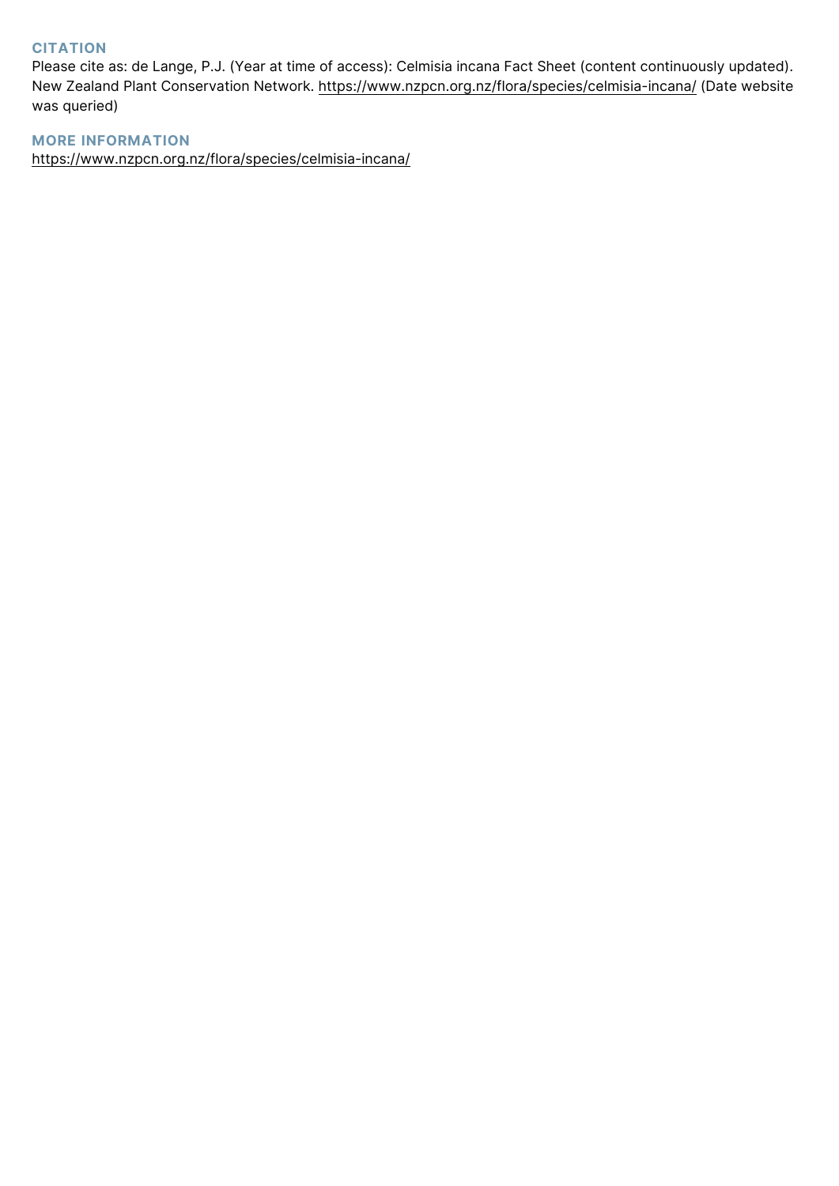### CITATION

Please cite as: de Lange, P.J. (Year at time of access): Celmisia incana Fact Sheet (content continuously updated). New Zealand Plant Conservation Network. https://www.nzpcn.org.nz/flora/species/celmisia-incana/ (Date website was queried)

### MORE INFORMATION

https://www.nzpcn.org.nz/flora/species/celmisia-incana/